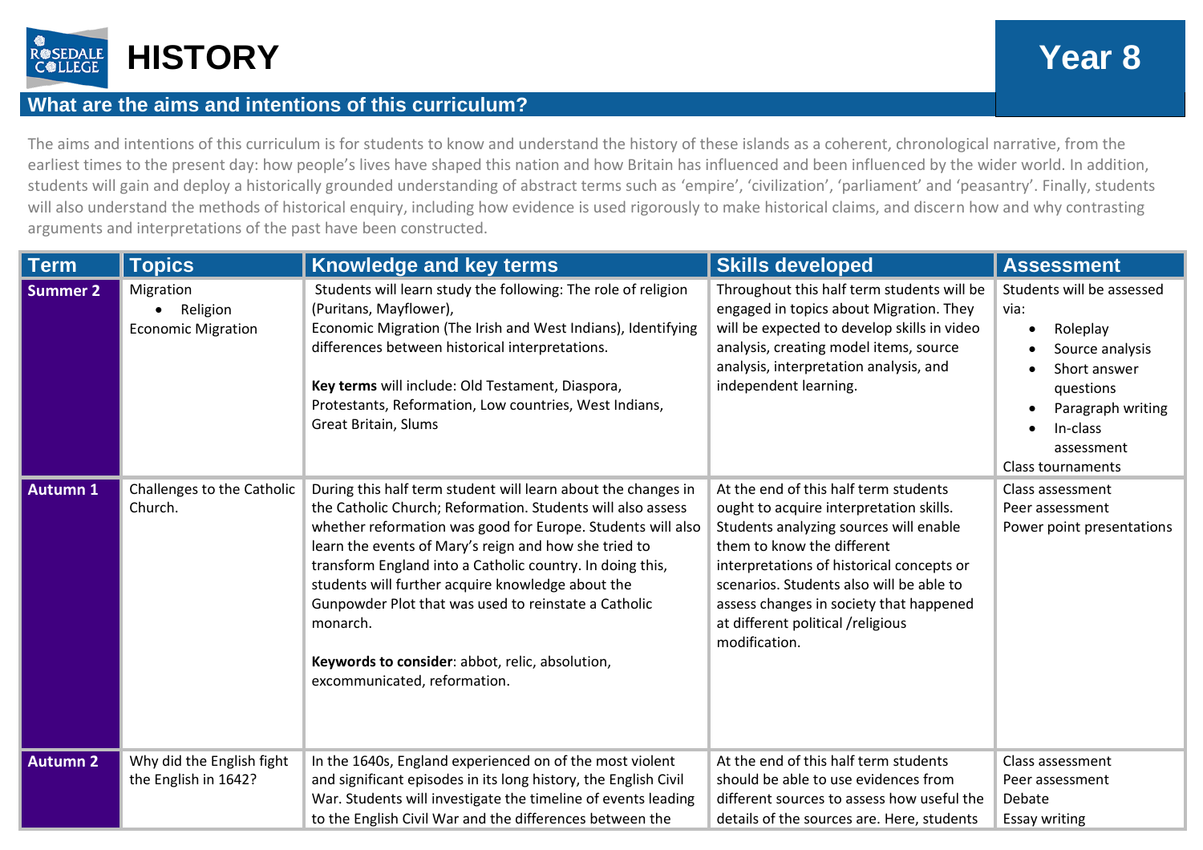# HISTORY

## Year 8

## What are the aims and intentions of this curriculum?

The aims and intentions of this curriculum is for students to know and understand the history of these islands as a coherent, chronological narrative, from the earliest times to the present day: how people's lives have shaped this nation and how Britain has influenced and been influenced by the wider world. In addition, students will gain and deploy a historically grounded understanding of abstract terms such as 'empire', 'civilization', 'parliament' and 'peasantry'. Finally, students will also understand the methods of historical enquiry, including how evidence is used rigorously to make historical claims, and discern how and why contrasting arguments and interpretations of the past have been constructed.

| Term | Topics | Knowledge and key terms | Skills developed | Assessment |
|---|---|---|---|---|
| **Summer 2** | Migration<br>• Religion<br>Economic Migration | Students will learn study the following: The role of religion (Puritans, Mayflower),<br>Economic Migration (The Irish and West Indians), Identifying differences between historical interpretations.<br><br>**Key terms** will include: Old Testament, Diaspora, Protestants, Reformation, Low countries, West Indians, Great Britain, Slums | Throughout this half term students will be engaged in topics about Migration. They will be expected to develop skills in video analysis, creating model items, source analysis, interpretation analysis, and independent learning. | Students will be assessed via:<br>• Roleplay<br>• Source analysis<br>• Short answer questions<br>• Paragraph writing<br>• In-class assessment<br>Class tournaments |
| **Autumn 1** | Challenges to the Catholic Church. | During this half term student will learn about the changes in the Catholic Church; Reformation. Students will also assess whether reformation was good for Europe. Students will also learn the events of Mary's reign and how she tried to transform England into a Catholic country. In doing this, students will further acquire knowledge about the Gunpowder Plot that was used to reinstate a Catholic monarch.<br><br>**Keywords to consider**: abbot, relic, absolution, excommunicated, reformation. | At the end of this half term students ought to acquire interpretation skills. Students analyzing sources will enable them to know the different interpretations of historical concepts or scenarios. Students also will be able to assess changes in society that happened at different political /religious modification. | Class assessment<br>Peer assessment<br>Power point presentations |
| **Autumn 2** | Why did the English fight the English in 1642? | In the 1640s, England experienced on of the most violent and significant episodes in its long history, the English Civil War. Students will investigate the timeline of events leading to the English Civil War and the differences between the | At the end of this half term students should be able to use evidences from different sources to assess how useful the details of the sources are. Here, students | Class assessment<br>Peer assessment<br>Debate<br>Essay writing |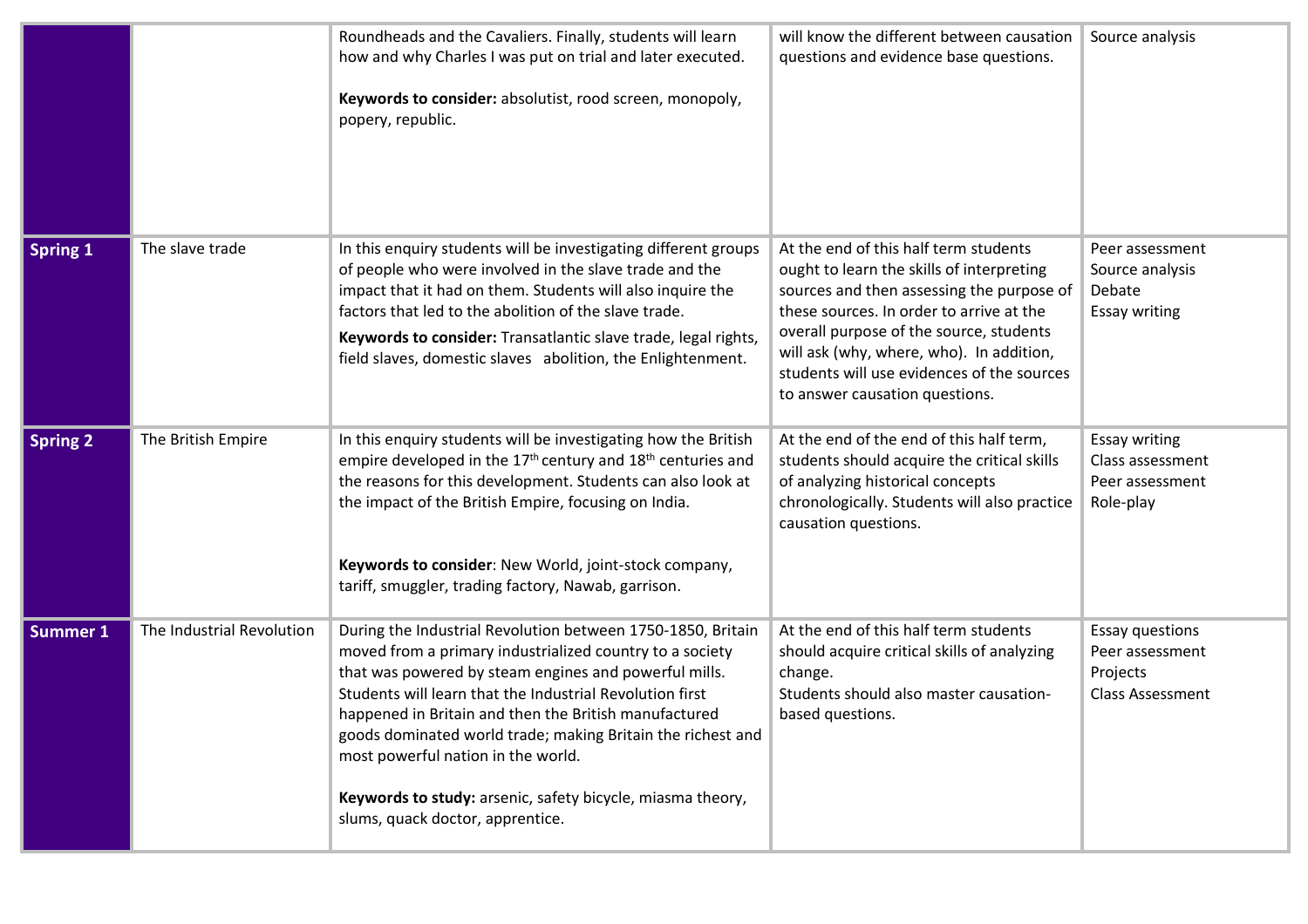| | | | | |
|---|---|---|---|---|
| | | Roundheads and the Cavaliers. Finally, students will learn how and why Charles I was put on trial and later executed.<br><br>**Keywords to consider:** absolutist, rood screen, monopoly, popery, republic. | will know the different between causation questions and evidence base questions. | Source analysis |
| **Spring 1** | The slave trade | In this enquiry students will be investigating different groups of people who were involved in the slave trade and the impact that it had on them. Students will also inquire the factors that led to the abolition of the slave trade.<br>**Keywords to consider:** Transatlantic slave trade, legal rights, field slaves, domestic slaves abolition, the Enlightenment. | At the end of this half term students ought to learn the skills of interpreting sources and then assessing the purpose of these sources. In order to arrive at the overall purpose of the source, students will ask (why, where, who). In addition, students will use evidences of the sources to answer causation questions. | Peer assessment<br>Source analysis<br>Debate<br>Essay writing |
| **Spring 2** | The British Empire | In this enquiry students will be investigating how the British empire developed in the 17th century and 18th centuries and the reasons for this development. Students can also look at the impact of the British Empire, focusing on India.<br><br>**Keywords to consider**: New World, joint-stock company, tariff, smuggler, trading factory, Nawab, garrison. | At the end of the end of this half term, students should acquire the critical skills of analyzing historical concepts chronologically. Students will also practice causation questions. | Essay writing<br>Class assessment<br>Peer assessment<br>Role-play |
| **Summer 1** | The Industrial Revolution | During the Industrial Revolution between 1750-1850, Britain moved from a primary industrialized country to a society that was powered by steam engines and powerful mills. Students will learn that the Industrial Revolution first happened in Britain and then the British manufactured goods dominated world trade; making Britain the richest and most powerful nation in the world.<br><br>**Keywords to study:** arsenic, safety bicycle, miasma theory, slums, quack doctor, apprentice. | At the end of this half term students should acquire critical skills of analyzing change.<br>Students should also master causation-based questions. | Essay questions<br>Peer assessment<br>Projects<br>Class Assessment |